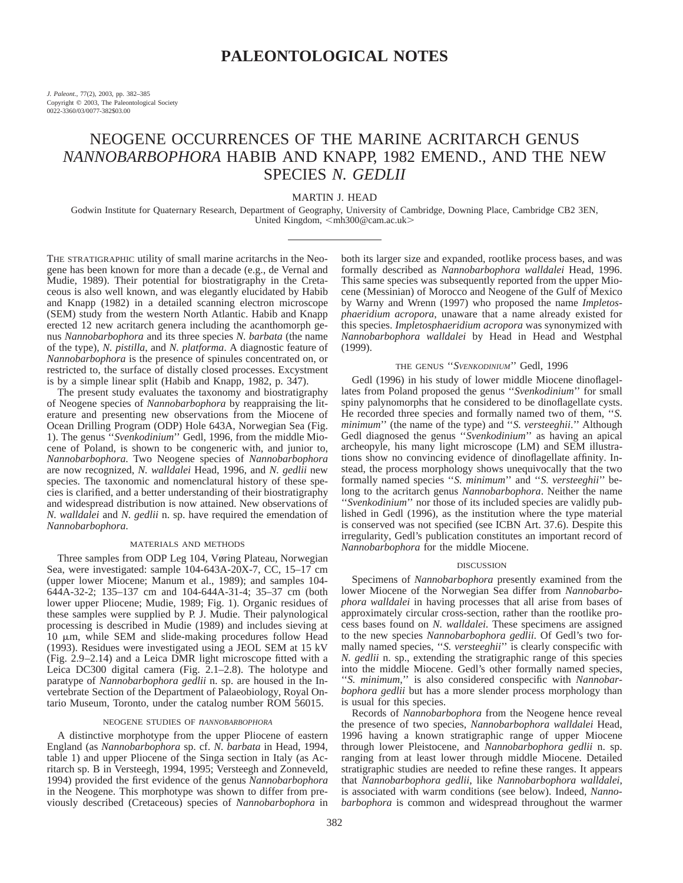# PALEONTOLOGICAL NOTES

*J. Paleont.*, 77(2), 2003, pp. 382–385
Copyright © 2003, The Paleontological Society
0022-3360/03/0077-382$03.00

## NEOGENE OCCURRENCES OF THE MARINE ACRITARCH GENUS *NANNOBARBOPHORA* HABIB AND KNAPP, 1982 EMEND., AND THE NEW SPECIES *N. GEDLII*

MARTIN J. HEAD

Godwin Institute for Quaternary Research, Department of Geography, University of Cambridge, Downing Place, Cambridge CB2 3EN, United Kingdom, <mh300@cam.ac.uk>

THE STRATIGRAPHIC utility of small marine acritarchs in the Neogene has been known for more than a decade (e.g., de Vernal and Mudie, 1989). Their potential for biostratigraphy in the Cretaceous is also well known, and was elegantly elucidated by Habib and Knapp (1982) in a detailed scanning electron microscope (SEM) study from the western North Atlantic. Habib and Knapp erected 12 new acritarch genera including the acanthomorph genus *Nannobarbophora* and its three species *N. barbata* (the name of the type), *N. pistilla*, and *N. platforma*. A diagnostic feature of *Nannobarbophora* is the presence of spinules concentrated on, or restricted to, the surface of distally closed processes. Excystment is by a simple linear split (Habib and Knapp, 1982, p. 347).

The present study evaluates the taxonomy and biostratigraphy of Neogene species of *Nannobarbophora* by reappraising the literature and presenting new observations from the Miocene of Ocean Drilling Program (ODP) Hole 643A, Norwegian Sea (Fig. 1). The genus ''*Svenkodinium*'' Gedl, 1996, from the middle Miocene of Poland, is shown to be congeneric with, and junior to, *Nannobarbophora.* Two Neogene species of *Nannobarbophora* are now recognized, *N. walldalei* Head, 1996, and *N. gedlii* new species. The taxonomic and nomenclatural history of these species is clarified, and a better understanding of their biostratigraphy and widespread distribution is now attained. New observations of *N. walldalei* and *N. gedlii* n. sp. have required the emendation of *Nannobarbophora.*

### MATERIALS AND METHODS

Three samples from ODP Leg 104, Vøring Plateau, Norwegian Sea, were investigated: sample 104-643A-20X-7, CC, 15–17 cm (upper lower Miocene; Manum et al., 1989); and samples 104-644A-32-2; 135–137 cm and 104-644A-31-4; 35–37 cm (both lower upper Pliocene; Mudie, 1989; Fig. 1). Organic residues of these samples were supplied by P. J. Mudie. Their palynological processing is described in Mudie (1989) and includes sieving at 10 μm, while SEM and slide-making procedures follow Head (1993). Residues were investigated using a JEOL SEM at 15 kV (Fig. 2.9–2.14) and a Leica DMR light microscope fitted with a Leica DC300 digital camera (Fig. 2.1–2.8). The holotype and paratype of *Nannobarbophora gedlii* n. sp. are housed in the Invertebrate Section of the Department of Palaeobiology, Royal Ontario Museum, Toronto, under the catalog number ROM 56015.

### NEOGENE STUDIES OF *NANNOBARBOPHORA*

A distinctive morphotype from the upper Pliocene of eastern England (as *Nannobarbophora* sp. cf. *N. barbata* in Head, 1994, table 1) and upper Pliocene of the Singa section in Italy (as Acritarch sp. B in Versteegh, 1994, 1995; Versteegh and Zonneveld, 1994) provided the first evidence of the genus *Nannobarbophora* in the Neogene. This morphotype was shown to differ from previously described (Cretaceous) species of *Nannobarbophora* in both its larger size and expanded, rootlike process bases, and was formally described as *Nannobarbophora walldalei* Head, 1996. This same species was subsequently reported from the upper Miocene (Messinian) of Morocco and Neogene of the Gulf of Mexico by Warny and Wrenn (1997) who proposed the name *Impletosphaeridium acropora*, unaware that a name already existed for this species. *Impletosphaeridium acropora* was synonymized with *Nannobarbophora walldalei* by Head in Head and Westphal (1999).

### THE GENUS ''*SVENKODINIUM*'' Gedl, 1996

Gedl (1996) in his study of lower middle Miocene dinoflagellates from Poland proposed the genus ''*Svenkodinium*'' for small spiny palynomorphs that he considered to be dinoflagellate cysts. He recorded three species and formally named two of them, ''*S. minimum*'' (the name of the type) and ''*S. versteeghii*.'' Although Gedl diagnosed the genus ''*Svenkodinium*'' as having an apical archeopyle, his many light microscope (LM) and SEM illustrations show no convincing evidence of dinoflagellate affinity. Instead, the process morphology shows unequivocally that the two formally named species ''*S. minimum*'' and ''*S. versteeghii*'' belong to the acritarch genus *Nannobarbophora*. Neither the name ''*Svenkodinium*'' nor those of its included species are validly published in Gedl (1996), as the institution where the type material is conserved was not specified (see ICBN Art. 37.6). Despite this irregularity, Gedl's publication constitutes an important record of *Nannobarbophora* for the middle Miocene.

### DISCUSSION

Specimens of *Nannobarbophora* presently examined from the lower Miocene of the Norwegian Sea differ from *Nannobarbophora walldalei* in having processes that all arise from bases of approximately circular cross-section, rather than the rootlike process bases found on *N. walldalei.* These specimens are assigned to the new species *Nannobarbophora gedlii.* Of Gedl's two formally named species, ''*S. versteeghii*'' is clearly conspecific with *N. gedlii* n. sp., extending the stratigraphic range of this species into the middle Miocene. Gedl's other formally named species, ''*S. minimum*,'' is also considered conspecific with *Nannobarbophora gedlii* but has a more slender process morphology than is usual for this species.

Records of *Nannobarbophora* from the Neogene hence reveal the presence of two species, *Nannobarbophora walldalei* Head, 1996 having a known stratigraphic range of upper Miocene through lower Pleistocene, and *Nannobarbophora gedlii* n. sp. ranging from at least lower through middle Miocene. Detailed stratigraphic studies are needed to refine these ranges. It appears that *Nannobarbophora gedlii*, like *Nannobarbophora walldalei*, is associated with warm conditions (see below). Indeed, *Nannobarbophora* is common and widespread throughout the warmer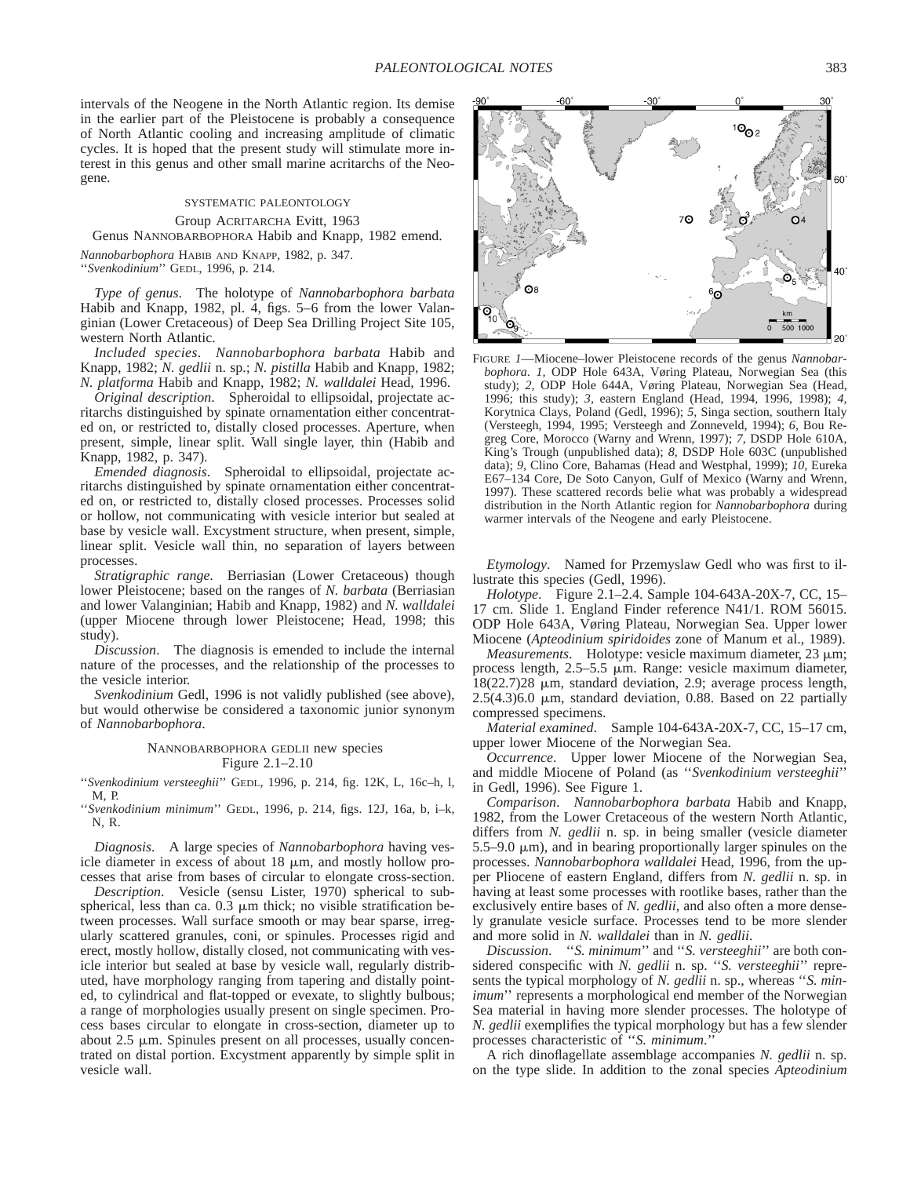intervals of the Neogene in the North Atlantic region. Its demise in the earlier part of the Pleistocene is probably a consequence of North Atlantic cooling and increasing amplitude of climatic cycles. It is hoped that the present study will stimulate more interest in this genus and other small marine acritarchs of the Neogene.

## SYSTEMATIC PALEONTOLOGY

Group ACRITARCHA Evitt, 1963

Genus NANNOBARBOPHORA Habib and Knapp, 1982 emend.

*Nannobarbophora* HABIB AND KNAPP, 1982, p. 347.
''*Svenkodinium*'' GEDL, 1996, p. 214.

*Type of genus*. The holotype of *Nannobarbophora barbata* Habib and Knapp, 1982, pl. 4, figs. 5–6 from the lower Valanginian (Lower Cretaceous) of Deep Sea Drilling Project Site 105, western North Atlantic.

*Included species*. *Nannobarbophora barbata* Habib and Knapp, 1982; *N. gedlii* n. sp.; *N. pistilla* Habib and Knapp, 1982; *N. platforma* Habib and Knapp, 1982; *N. walldalei* Head, 1996.

*Original description*. Spheroidal to ellipsoidal, projectate acritarchs distinguished by spinate ornamentation either concentrated on, or restricted to, distally closed processes. Aperture, when present, simple, linear split. Wall single layer, thin (Habib and Knapp, 1982, p. 347).

*Emended diagnosis*. Spheroidal to ellipsoidal, projectate acritarchs distinguished by spinate ornamentation either concentrated on, or restricted to, distally closed processes. Processes solid or hollow, not communicating with vesicle interior but sealed at base by vesicle wall. Excystment structure, when present, simple, linear split. Vesicle wall thin, no separation of layers between processes.

*Stratigraphic range*. Berriasian (Lower Cretaceous) though lower Pleistocene; based on the ranges of *N. barbata* (Berriasian and lower Valanginian; Habib and Knapp, 1982) and *N. walldalei* (upper Miocene through lower Pleistocene; Head, 1998; this study).

*Discussion*. The diagnosis is emended to include the internal nature of the processes, and the relationship of the processes to the vesicle interior.

*Svenkodinium* Gedl, 1996 is not validly published (see above), but would otherwise be considered a taxonomic junior synonym of *Nannobarbophora*.

### NANNOBARBOPHORA GEDLII new species
Figure 2.1–2.10

''*Svenkodinium versteeghii*'' GEDL, 1996, p. 214, fig. 12K, L, 16c–h, l, M, P.
''*Svenkodinium minimum*'' GEDL, 1996, p. 214, figs. 12J, 16a, b, i–k, N, R.

*Diagnosis*. A large species of *Nannobarbophora* having vesicle diameter in excess of about 18 μm, and mostly hollow processes that arise from bases of circular to elongate cross-section.

*Description*. Vesicle (sensu Lister, 1970) spherical to subspherical, less than ca. 0.3 μm thick; no visible stratification between processes. Wall surface smooth or may bear sparse, irregularly scattered granules, coni, or spinules. Processes rigid and erect, mostly hollow, distally closed, not communicating with vesicle interior but sealed at base by vesicle wall, regularly distributed, have morphology ranging from tapering and distally pointed, to cylindrical and flat-topped or evexate, to slightly bulbous; a range of morphologies usually present on single specimen. Process bases circular to elongate in cross-section, diameter up to about 2.5 μm. Spinules present on all processes, usually concentrated on distal portion. Excystment apparently by simple split in vesicle wall.

FIGURE 1—Miocene–lower Pleistocene records of the genus *Nannobarbophora*. *1,* ODP Hole 643A, Vøring Plateau, Norwegian Sea (this study); *2,* ODP Hole 644A, Vøring Plateau, Norwegian Sea (Head, 1996; this study); *3,* eastern England (Head, 1994, 1996, 1998); *4,* Korytnica Clays, Poland (Gedl, 1996); *5,* Singa section, southern Italy (Versteegh, 1994, 1995; Versteegh and Zonneveld, 1994); *6,* Bou Regreg Core, Morocco (Warny and Wrenn, 1997); *7,* DSDP Hole 610A, King's Trough (unpublished data); *8,* DSDP Hole 603C (unpublished data); *9,* Clino Core, Bahamas (Head and Westphal, 1999); *10,* Eureka E67–134 Core, De Soto Canyon, Gulf of Mexico (Warny and Wrenn, 1997). These scattered records belie what was probably a widespread distribution in the North Atlantic region for *Nannobarbophora* during warmer intervals of the Neogene and early Pleistocene.

*Etymology*. Named for Przemyslaw Gedl who was first to illustrate this species (Gedl, 1996).

*Holotype*. Figure 2.1–2.4. Sample 104-643A-20X-7, CC, 15–17 cm. Slide 1. England Finder reference N41/1. ROM 56015. ODP Hole 643A, Vøring Plateau, Norwegian Sea. Upper lower Miocene (*Apteodinium spiridoides* zone of Manum et al., 1989).

*Measurements*. Holotype: vesicle maximum diameter, 23 μm; process length, 2.5–5.5 μm. Range: vesicle maximum diameter, 18(22.7)28 μm, standard deviation, 2.9; average process length, 2.5(4.3)6.0 μm, standard deviation, 0.88. Based on 22 partially compressed specimens.

*Material examined*. Sample 104-643A-20X-7, CC, 15–17 cm, upper lower Miocene of the Norwegian Sea.

*Occurrence*. Upper lower Miocene of the Norwegian Sea, and middle Miocene of Poland (as ''*Svenkodinium versteeghii*'' in Gedl, 1996). See Figure 1.

*Comparison*. *Nannobarbophora barbata* Habib and Knapp, 1982, from the Lower Cretaceous of the western North Atlantic, differs from *N. gedlii* n. sp. in being smaller (vesicle diameter 5.5–9.0 μm), and in bearing proportionally larger spinules on the processes. *Nannobarbophora walldalei* Head, 1996, from the upper Pliocene of eastern England, differs from *N. gedlii* n. sp. in having at least some processes with rootlike bases, rather than the exclusively entire bases of *N. gedlii*, and also often a more densely granulate vesicle surface. Processes tend to be more slender and more solid in *N. walldalei* than in *N. gedlii*.

*Discussion*. ''*S. minimum*'' and ''*S. versteeghii*'' are both considered conspecific with *N. gedlii* n. sp. ''*S. versteeghii*'' represents the typical morphology of *N. gedlii* n. sp., whereas ''*S. minimum*'' represents a morphological end member of the Norwegian Sea material in having more slender processes. The holotype of *N. gedlii* exemplifies the typical morphology but has a few slender processes characteristic of ''*S. minimum*.''

A rich dinoflagellate assemblage accompanies *N. gedlii* n. sp. on the type slide. In addition to the zonal species *Apteodinium*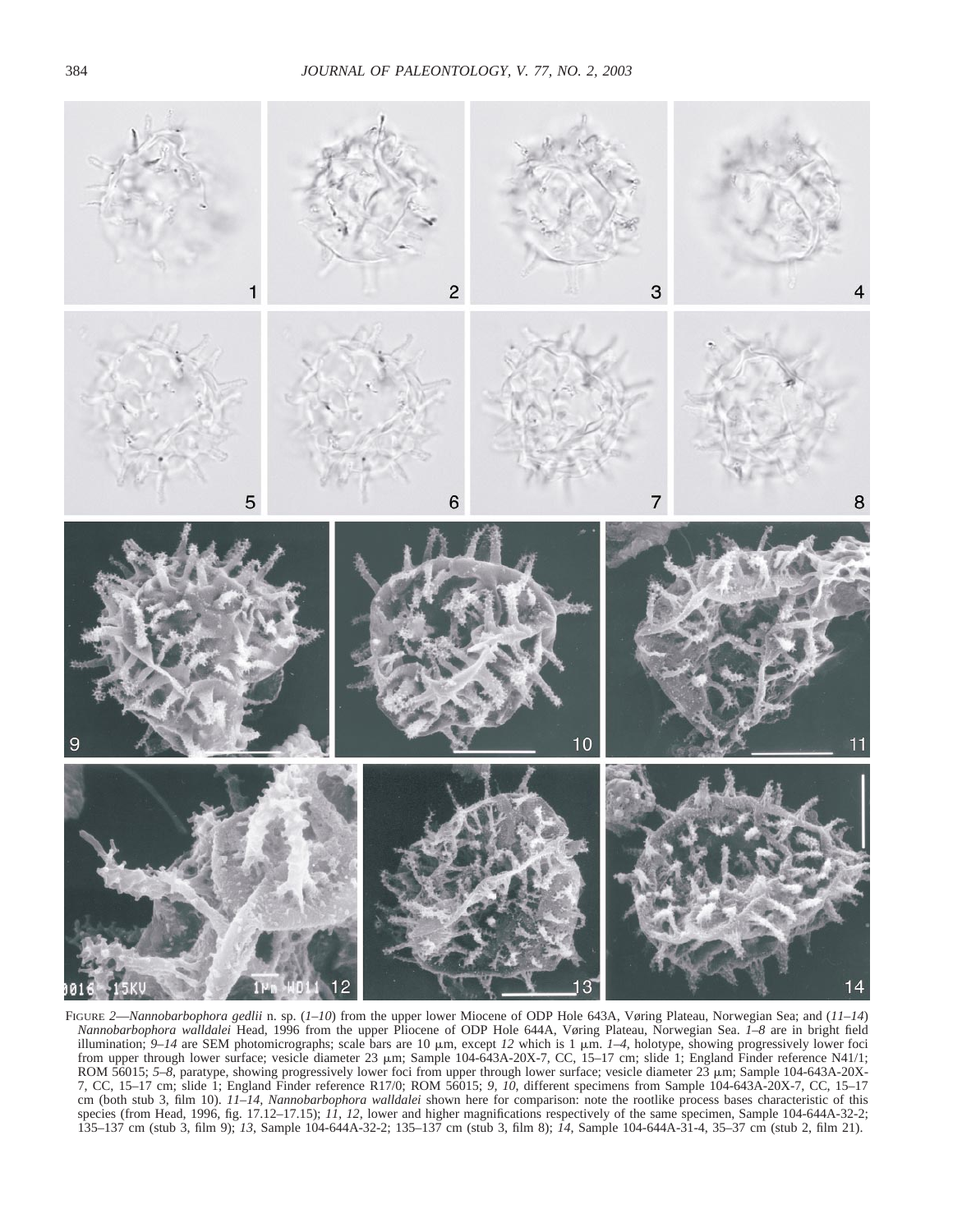FIGURE 2—*Nannobarbophora gedlii* n. sp. (*1–10*) from the upper lower Miocene of ODP Hole 643A, Vøring Plateau, Norwegian Sea; and (*11–14*) *Nannobarbophora walldalei* Head, 1996 from the upper Pliocene of ODP Hole 644A, Vøring Plateau, Norwegian Sea. *1–8* are in bright field illumination; *9–14* are SEM photomicrographs; scale bars are 10 μm, except *12* which is 1 μm. *1–4*, holotype, showing progressively lower foci from upper through lower surface; vesicle diameter 23 μm; Sample 104-643A-20X-7, CC, 15–17 cm; slide 1; England Finder reference N41/1; ROM 56015; *5–8*, paratype, showing progressively lower foci from upper through lower surface; vesicle diameter 23 μm; Sample 104-643A-20X-7, CC, 15–17 cm; slide 1; England Finder reference R17/0; ROM 56015; *9, 10*, different specimens from Sample 104-643A-20X-7, CC, 15–17 cm (both stub 3, film 10). *11–14*, *Nannobarbophora walldalei* shown here for comparison: note the rootlike process bases characteristic of this species (from Head, 1996, fig. 17.12–17.15); *11, 12*, lower and higher magnifications respectively of the same specimen, Sample 104-644A-32-2; 135–137 cm (stub 3, film 9); *13*, Sample 104-644A-32-2; 135–137 cm (stub 3, film 8); *14*, Sample 104-644A-31-4, 35–37 cm (stub 2, film 21).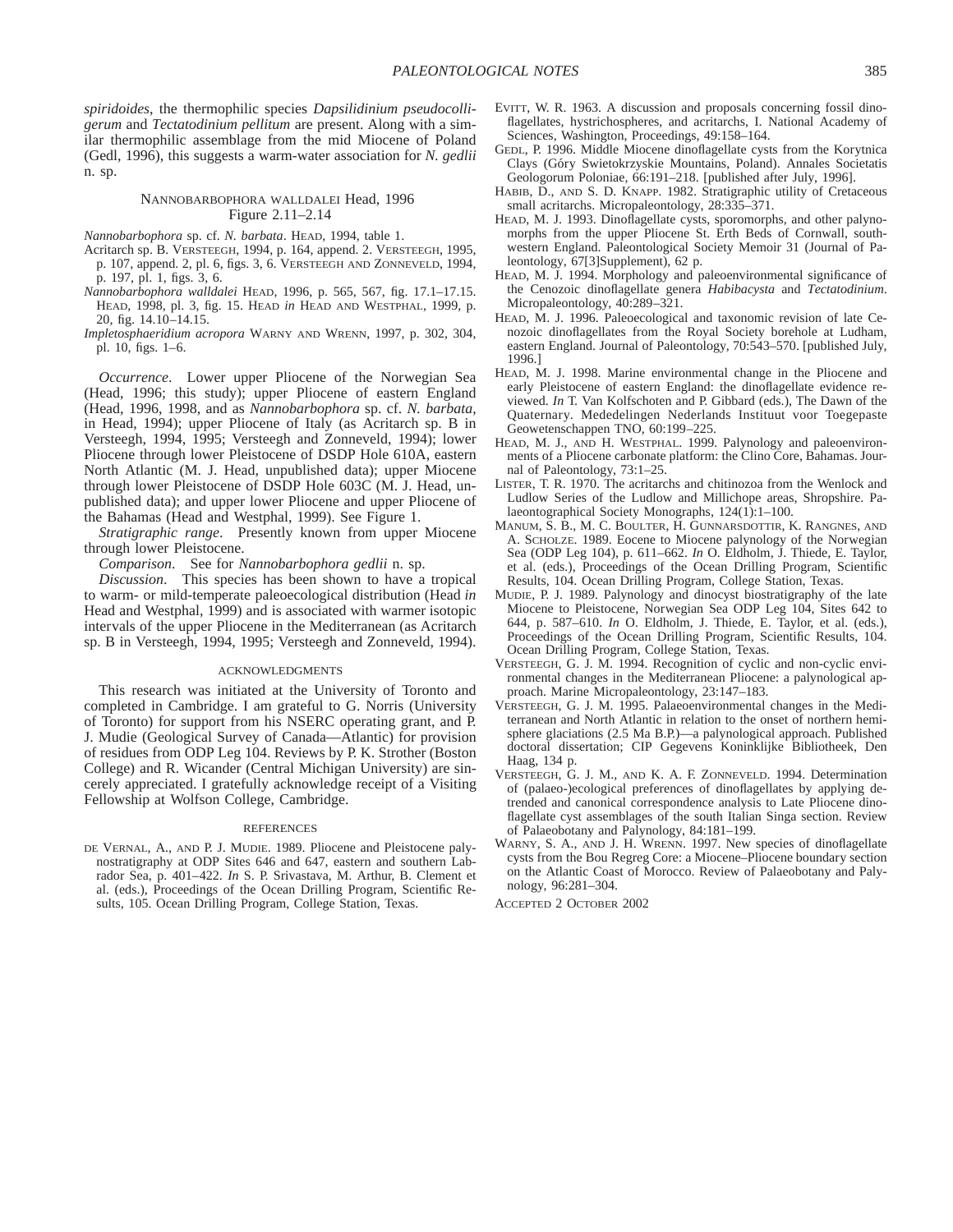*spiridoides*, the thermophilic species *Dapsilidinium pseudocolligerum* and *Tectatodinium pellitum* are present. Along with a similar thermophilic assemblage from the mid Miocene of Poland (Gedl, 1996), this suggests a warm-water association for *N. gedlii* n. sp.

### NANNOBARBOPHORA WALLDALEI Head, 1996
Figure 2.11–2.14

*Nannobarbophora* sp. cf. *N. barbata*. HEAD, 1994, table 1.

Acritarch sp. B. VERSTEEGH, 1994, p. 164, append. 2. VERSTEEGH, 1995, p. 107, append. 2, pl. 6, figs. 3, 6. VERSTEEGH AND ZONNEVELD, 1994, p. 197, pl. 1, figs. 3, 6.

*Nannobarbophora walldalei* HEAD, 1996, p. 565, 567, fig. 17.1–17.15. HEAD, 1998, pl. 3, fig. 15. HEAD *in* HEAD AND WESTPHAL, 1999, p. 20, fig. 14.10–14.15.

*Impletosphaeridium acropora* WARNY AND WRENN, 1997, p. 302, 304, pl. 10, figs. 1–6.

*Occurrence*. Lower upper Pliocene of the Norwegian Sea (Head, 1996; this study); upper Pliocene of eastern England (Head, 1996, 1998, and as *Nannobarbophora* sp. cf. *N. barbata*, in Head, 1994); upper Pliocene of Italy (as Acritarch sp. B in Versteegh, 1994, 1995; Versteegh and Zonneveld, 1994); lower Pliocene through lower Pleistocene of DSDP Hole 610A, eastern North Atlantic (M. J. Head, unpublished data); upper Miocene through lower Pleistocene of DSDP Hole 603C (M. J. Head, unpublished data); and upper lower Pliocene and upper Pliocene of the Bahamas (Head and Westphal, 1999). See Figure 1.

*Stratigraphic range*. Presently known from upper Miocene through lower Pleistocene.

*Comparison*. See for *Nannobarbophora gedlii* n. sp.

*Discussion*. This species has been shown to have a tropical to warm- or mild-temperate paleoecological distribution (Head *in* Head and Westphal, 1999) and is associated with warmer isotopic intervals of the upper Pliocene in the Mediterranean (as Acritarch sp. B in Versteegh, 1994, 1995; Versteegh and Zonneveld, 1994).

## ACKNOWLEDGMENTS

This research was initiated at the University of Toronto and completed in Cambridge. I am grateful to G. Norris (University of Toronto) for support from his NSERC operating grant, and P. J. Mudie (Geological Survey of Canada—Atlantic) for provision of residues from ODP Leg 104. Reviews by P. K. Strother (Boston College) and R. Wicander (Central Michigan University) are sincerely appreciated. I gratefully acknowledge receipt of a Visiting Fellowship at Wolfson College, Cambridge.

## REFERENCES

DE VERNAL, A., AND P. J. MUDIE. 1989. Pliocene and Pleistocene palynostratigraphy at ODP Sites 646 and 647, eastern and southern Labrador Sea, p. 401–422. *In* S. P. Srivastava, M. Arthur, B. Clement et al. (eds.), Proceedings of the Ocean Drilling Program, Scientific Results, 105. Ocean Drilling Program, College Station, Texas.

EVITT, W. R. 1963. A discussion and proposals concerning fossil dinoflagellates, hystrichospheres, and acritarchs, I. National Academy of Sciences, Washington, Proceedings, 49:158–164.

GEDL, P. 1996. Middle Miocene dinoflagellate cysts from the Korytnica Clays (Góry Swietokrzyskie Mountains, Poland). Annales Societatis Geologorum Poloniae, 66:191–218. [published after July, 1996].

HABIB, D., AND S. D. KNAPP. 1982. Stratigraphic utility of Cretaceous small acritarchs. Micropaleontology, 28:335–371.

HEAD, M. J. 1993. Dinoflagellate cysts, sporomorphs, and other palynomorphs from the upper Pliocene St. Erth Beds of Cornwall, southwestern England. Paleontological Society Memoir 31 (Journal of Paleontology, 67[3]Supplement), 62 p.

HEAD, M. J. 1994. Morphology and paleoenvironmental significance of the Cenozoic dinoflagellate genera *Habibacysta* and *Tectatodinium*. Micropaleontology, 40:289–321.

HEAD, M. J. 1996. Paleoecological and taxonomic revision of late Cenozoic dinoflagellates from the Royal Society borehole at Ludham, eastern England. Journal of Paleontology, 70:543–570. [published July, 1996.]

HEAD, M. J. 1998. Marine environmental change in the Pliocene and early Pleistocene of eastern England: the dinoflagellate evidence reviewed. *In* T. Van Kolfschoten and P. Gibbard (eds.), The Dawn of the Quaternary. Mededelingen Nederlands Instituut voor Toegepaste Geowetenschappen TNO, 60:199–225.

HEAD, M. J., AND H. WESTPHAL. 1999. Palynology and paleoenvironments of a Pliocene carbonate platform: the Clino Core, Bahamas. Journal of Paleontology, 73:1–25.

LISTER, T. R. 1970. The acritarchs and chitinozoa from the Wenlock and Ludlow Series of the Ludlow and Millichope areas, Shropshire. Palaeontographical Society Monographs, 124(1):1–100.

MANUM, S. B., M. C. BOULTER, H. GUNNARSDOTTIR, K. RANGNES, AND A. SCHOLZE. 1989. Eocene to Miocene palynology of the Norwegian Sea (ODP Leg 104), p. 611–662. *In* O. Eldholm, J. Thiede, E. Taylor, et al. (eds.), Proceedings of the Ocean Drilling Program, Scientific Results, 104. Ocean Drilling Program, College Station, Texas.

MUDIE, P. J. 1989. Palynology and dinocyst biostratigraphy of the late Miocene to Pleistocene, Norwegian Sea ODP Leg 104, Sites 642 to 644, p. 587–610. *In* O. Eldholm, J. Thiede, E. Taylor, et al. (eds.), Proceedings of the Ocean Drilling Program, Scientific Results, 104. Ocean Drilling Program, College Station, Texas.

VERSTEEGH, G. J. M. 1994. Recognition of cyclic and non-cyclic environmental changes in the Mediterranean Pliocene: a palynological approach. Marine Micropaleontology, 23:147–183.

VERSTEEGH, G. J. M. 1995. Palaeoenvironmental changes in the Mediterranean and North Atlantic in relation to the onset of northern hemisphere glaciations (2.5 Ma B.P.)—a palynological approach. Published doctoral dissertation; CIP Gegevens Koninklijke Bibliotheek, Den Haag, 134 p.

VERSTEEGH, G. J. M., AND K. A. F. ZONNEVELD. 1994. Determination of (palaeo-)ecological preferences of dinoflagellates by applying detrended and canonical correspondence analysis to Late Pliocene dinoflagellate cyst assemblages of the south Italian Singa section. Review of Palaeobotany and Palynology, 84:181–199.

WARNY, S. A., AND J. H. WRENN. 1997. New species of dinoflagellate cysts from the Bou Regreg Core: a Miocene–Pliocene boundary section on the Atlantic Coast of Morocco. Review of Palaeobotany and Palynology, 96:281–304.

ACCEPTED 2 OCTOBER 2002